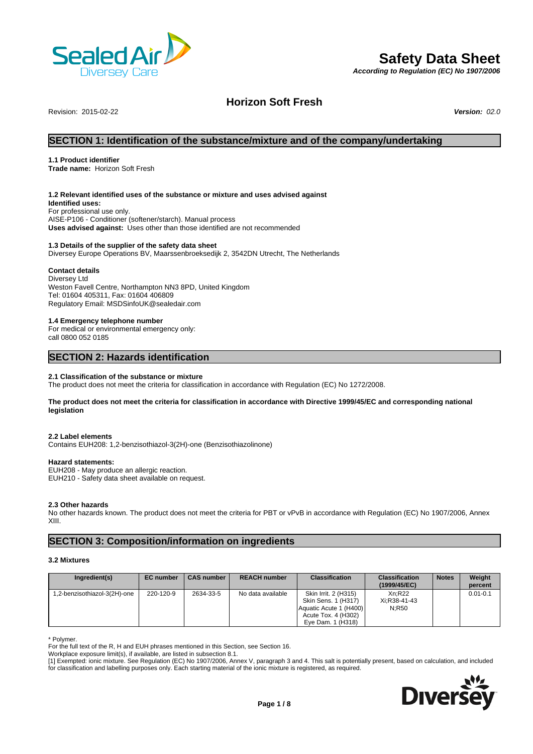# Safety Data Sheet

*According to Regulation (EC) No 1907/2006*

## Horizon Soft Fresh

Revision: 2015-02-22 ***Version:*** *02.0*

## SECTION 1: Identification of the substance/mixture and of the company/undertaking

### 1.1 Product identifier

**Trade name:** Horizon Soft Fresh

### 1.2 Relevant identified uses of the substance or mixture and uses advised against

**Identified uses:**
For professional use only.
AISE-P106 - Conditioner (softener/starch). Manual process
**Uses advised against:** Uses other than those identified are not recommended

### 1.3 Details of the supplier of the safety data sheet

Diversey Europe Operations BV, Maarssenbroeksedijk 2, 3542DN Utrecht, The Netherlands

**Contact details**
Diversey Ltd
Weston Favell Centre, Northampton NN3 8PD, United Kingdom
Tel: 01604 405311, Fax: 01604 406809
Regulatory Email: MSDSinfoUK@sealedair.com

### 1.4 Emergency telephone number

For medical or environmental emergency only:
call 0800 052 0185

## SECTION 2: Hazards identification

### 2.1 Classification of the substance or mixture

The product does not meet the criteria for classification in accordance with Regulation (EC) No 1272/2008.

**The product does not meet the criteria for classification in accordance with Directive 1999/45/EC and corresponding national legislation**

### 2.2 Label elements

Contains EUH208: 1,2-benzisothiazol-3(2H)-one (Benzisothiazolinone)

**Hazard statements:**
EUH208 - May produce an allergic reaction.
EUH210 - Safety data sheet available on request.

### 2.3 Other hazards

No other hazards known. The product does not meet the criteria for PBT or vPvB in accordance with Regulation (EC) No 1907/2006, Annex XIII.

## SECTION 3: Composition/information on ingredients

### 3.2 Mixtures

| Ingredient(s) | EC number | CAS number | REACH number | Classification | Classification (1999/45/EC) | Notes | Weight percent |
|---|---|---|---|---|---|---|---|
| 1,2-benzisothiazol-3(2H)-one | 220-120-9 | 2634-33-5 | No data available | Skin Irrit. 2 (H315)<br>Skin Sens. 1 (H317)<br>Aquatic Acute 1 (H400)<br>Acute Tox. 4 (H302)<br>Eye Dam. 1 (H318) | Xn;R22<br>Xi;R38-41-43<br>N;R50 | | 0.01-0.1 |

\* Polymer.
For the full text of the R, H and EUH phrases mentioned in this Section, see Section 16.
Workplace exposure limit(s), if available, are listed in subsection 8.1.
[1] Exempted: ionic mixture. See Regulation (EC) No 1907/2006, Annex V, paragraph 3 and 4. This salt is potentially present, based on calculation, and included for classification and labelling purposes only. Each starting material of the ionic mixture is registered, as required.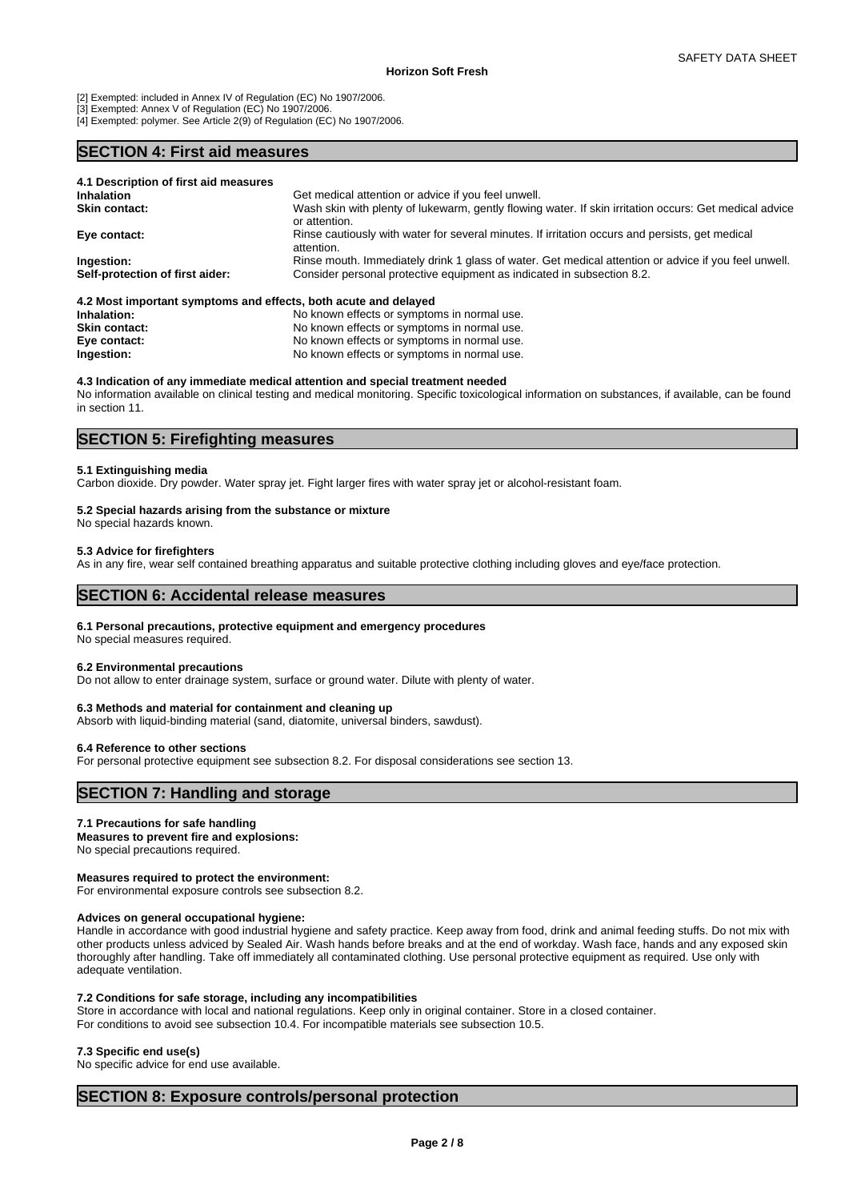[2] Exempted: included in Annex IV of Regulation (EC) No 1907/2006.
[3] Exempted: Annex V of Regulation (EC) No 1907/2006.
[4] Exempted: polymer. See Article 2(9) of Regulation (EC) No 1907/2006.

## SECTION 4: First aid measures

### 4.1 Description of first aid measures

| | |
|---|---|
| **Inhalation** | Get medical attention or advice if you feel unwell. |
| **Skin contact:** | Wash skin with plenty of lukewarm, gently flowing water. If skin irritation occurs: Get medical advice or attention. |
| **Eye contact:** | Rinse cautiously with water for several minutes. If irritation occurs and persists, get medical attention. |
| **Ingestion:** | Rinse mouth. Immediately drink 1 glass of water. Get medical attention or advice if you feel unwell. |
| **Self-protection of first aider:** | Consider personal protective equipment as indicated in subsection 8.2. |

### 4.2 Most important symptoms and effects, both acute and delayed

| | |
|---|---|
| **Inhalation:** | No known effects or symptoms in normal use. |
| **Skin contact:** | No known effects or symptoms in normal use. |
| **Eye contact:** | No known effects or symptoms in normal use. |
| **Ingestion:** | No known effects or symptoms in normal use. |

### 4.3 Indication of any immediate medical attention and special treatment needed

No information available on clinical testing and medical monitoring. Specific toxicological information on substances, if available, can be found in section 11.

## SECTION 5: Firefighting measures

### 5.1 Extinguishing media

Carbon dioxide. Dry powder. Water spray jet. Fight larger fires with water spray jet or alcohol-resistant foam.

### 5.2 Special hazards arising from the substance or mixture

No special hazards known.

### 5.3 Advice for firefighters

As in any fire, wear self contained breathing apparatus and suitable protective clothing including gloves and eye/face protection.

## SECTION 6: Accidental release measures

### 6.1 Personal precautions, protective equipment and emergency procedures

No special measures required.

### 6.2 Environmental precautions

Do not allow to enter drainage system, surface or ground water. Dilute with plenty of water.

### 6.3 Methods and material for containment and cleaning up

Absorb with liquid-binding material (sand, diatomite, universal binders, sawdust).

### 6.4 Reference to other sections

For personal protective equipment see subsection 8.2. For disposal considerations see section 13.

## SECTION 7: Handling and storage

### 7.1 Precautions for safe handling

**Measures to prevent fire and explosions:**
No special precautions required.

**Measures required to protect the environment:**
For environmental exposure controls see subsection 8.2.

**Advices on general occupational hygiene:**
Handle in accordance with good industrial hygiene and safety practice. Keep away from food, drink and animal feeding stuffs. Do not mix with other products unless adviced by Sealed Air. Wash hands before breaks and at the end of workday. Wash face, hands and any exposed skin thoroughly after handling. Take off immediately all contaminated clothing. Use personal protective equipment as required. Use only with adequate ventilation.

### 7.2 Conditions for safe storage, including any incompatibilities

Store in accordance with local and national regulations. Keep only in original container. Store in a closed container.
For conditions to avoid see subsection 10.4. For incompatible materials see subsection 10.5.

### 7.3 Specific end use(s)

No specific advice for end use available.

## SECTION 8: Exposure controls/personal protection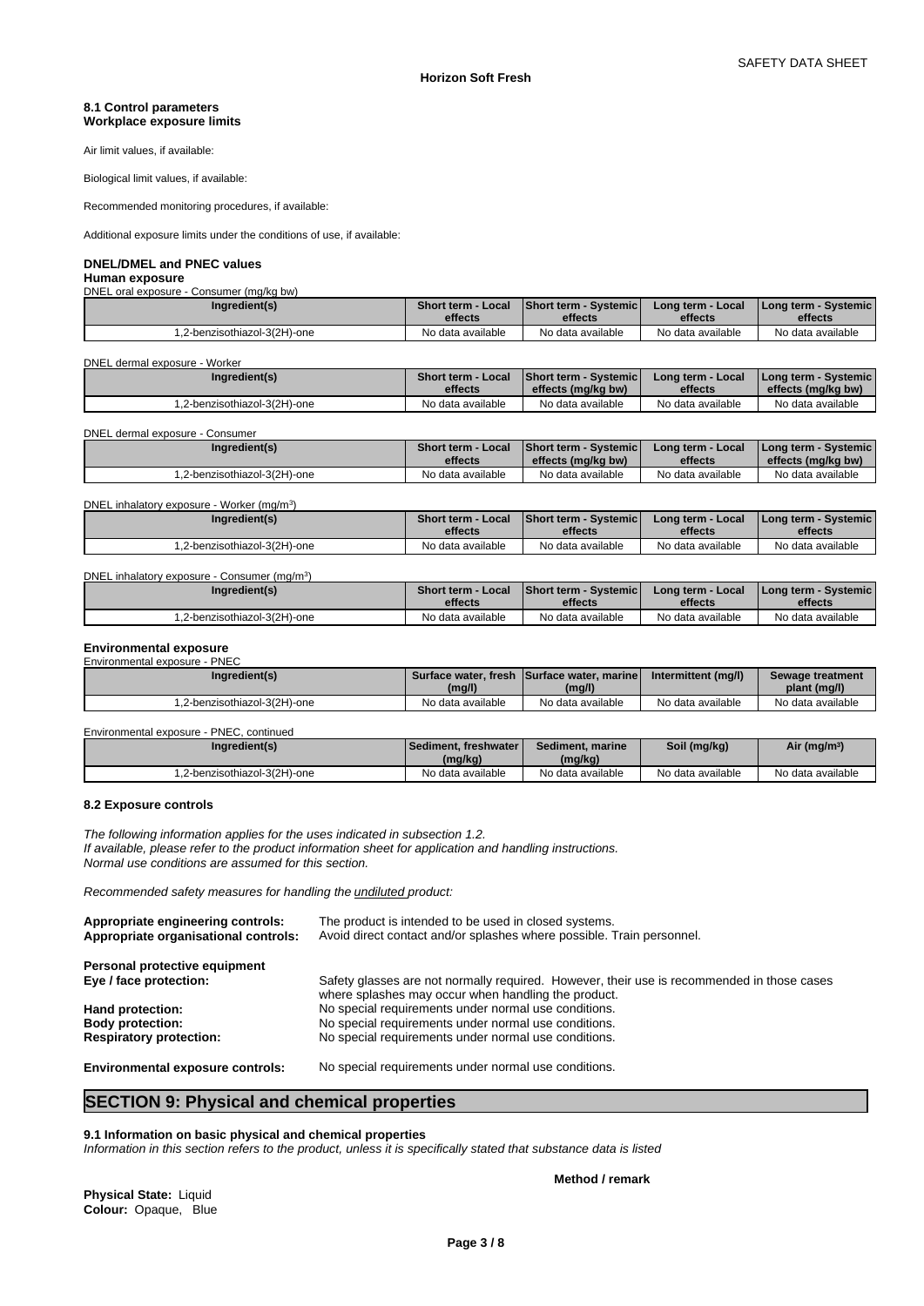#### 8.1 Control parameters
#### Workplace exposure limits

Air limit values, if available:

Biological limit values, if available:

Recommended monitoring procedures, if available:

Additional exposure limits under the conditions of use, if available:

### DNEL/DMEL and PNEC values

#### Human exposure

DNEL oral exposure - Consumer (mg/kg bw)

| Ingredient(s) | Short term - Local effects | Short term - Systemic effects | Long term - Local effects | Long term - Systemic effects |
|---|---|---|---|---|
| 1,2-benzisothiazol-3(2H)-one | No data available | No data available | No data available | No data available |

DNEL dermal exposure - Worker

| Ingredient(s) | Short term - Local effects | Short term - Systemic effects (mg/kg bw) | Long term - Local effects | Long term - Systemic effects (mg/kg bw) |
|---|---|---|---|---|
| 1,2-benzisothiazol-3(2H)-one | No data available | No data available | No data available | No data available |

DNEL dermal exposure - Consumer

| Ingredient(s) | Short term - Local effects | Short term - Systemic effects (mg/kg bw) | Long term - Local effects | Long term - Systemic effects (mg/kg bw) |
|---|---|---|---|---|
| 1,2-benzisothiazol-3(2H)-one | No data available | No data available | No data available | No data available |

DNEL inhalatory exposure - Worker (mg/m$^3$)

| Ingredient(s) | Short term - Local effects | Short term - Systemic effects | Long term - Local effects | Long term - Systemic effects |
|---|---|---|---|---|
| 1,2-benzisothiazol-3(2H)-one | No data available | No data available | No data available | No data available |

DNEL inhalatory exposure - Consumer (mg/m$^3$)

| Ingredient(s) | Short term - Local effects | Short term - Systemic effects | Long term - Local effects | Long term - Systemic effects |
|---|---|---|---|---|
| 1,2-benzisothiazol-3(2H)-one | No data available | No data available | No data available | No data available |

#### Environmental exposure

Environmental exposure - PNEC

| Ingredient(s) | Surface water, fresh (mg/l) | Surface water, marine (mg/l) | Intermittent (mg/l) | Sewage treatment plant (mg/l) |
|---|---|---|---|---|
| 1,2-benzisothiazol-3(2H)-one | No data available | No data available | No data available | No data available |

Environmental exposure - PNEC, continued

| Ingredient(s) | Sediment, freshwater (mg/kg) | Sediment, marine (mg/kg) | Soil (mg/kg) | Air (mg/m$^3$) |
|---|---|---|---|---|
| 1,2-benzisothiazol-3(2H)-one | No data available | No data available | No data available | No data available |

#### 8.2 Exposure controls

*The following information applies for the uses indicated in subsection 1.2.*
*If available, please refer to the product information sheet for application and handling instructions.*
*Normal use conditions are assumed for this section.*

*Recommended safety measures for handling the undiluted product:*

**Appropriate engineering controls:** The product is intended to be used in closed systems.
**Appropriate organisational controls:** Avoid direct contact and/or splashes where possible. Train personnel.

**Personal protective equipment**
**Eye / face protection:** Safety glasses are not normally required. However, their use is recommended in those cases where splashes may occur when handling the product.
**Hand protection:** No special requirements under normal use conditions.
**Body protection:** No special requirements under normal use conditions.
**Respiratory protection:** No special requirements under normal use conditions.

**Environmental exposure controls:** No special requirements under normal use conditions.

## SECTION 9: Physical and chemical properties

#### 9.1 Information on basic physical and chemical properties

*Information in this section refers to the product, unless it is specifically stated that substance data is listed*

**Method / remark**

**Physical State:** Liquid
**Colour:** Opaque, Blue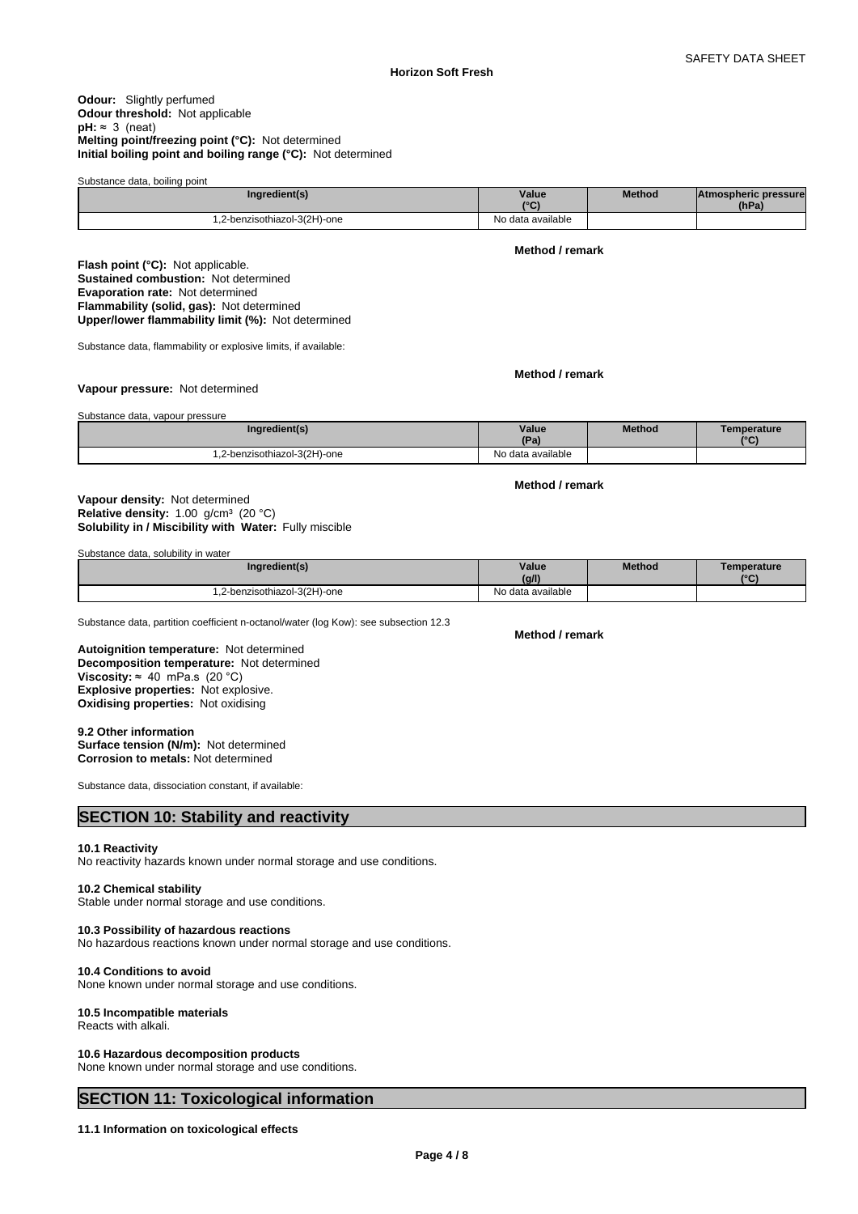**Odour:** Slightly perfumed
**Odour threshold:** Not applicable
**pH:** ≈ 3 (neat)
**Melting point/freezing point (°C):** Not determined
**Initial boiling point and boiling range (°C):** Not determined

Substance data, boiling point

| Ingredient(s) | Value (°C) | Method | Atmospheric pressure (hPa) |
|---|---|---|---|
| 1,2-benzisothiazol-3(2H)-one | No data available | | |

**Method / remark**

**Flash point (°C):** Not applicable.
**Sustained combustion:** Not determined
**Evaporation rate:** Not determined
**Flammability (solid, gas):** Not determined
**Upper/lower flammability limit (%):** Not determined

Substance data, flammability or explosive limits, if available:

**Method / remark**

**Vapour pressure:** Not determined

Substance data, vapour pressure

| Ingredient(s) | Value (Pa) | Method | Temperature (°C) |
|---|---|---|---|
| 1,2-benzisothiazol-3(2H)-one | No data available | | |

**Method / remark**

**Vapour density:** Not determined
**Relative density:** 1.00 g/cm³ (20 °C)
**Solubility in / Miscibility with Water:** Fully miscible

Substance data, solubility in water

| Ingredient(s) | Value (g/l) | Method | Temperature (°C) |
|---|---|---|---|
| 1,2-benzisothiazol-3(2H)-one | No data available | | |

Substance data, partition coefficient n-octanol/water (log Kow): see subsection 12.3

**Method / remark**

**Autoignition temperature:** Not determined
**Decomposition temperature:** Not determined
**Viscosity:** ≈ 40 mPa.s (20 °C)
**Explosive properties:** Not explosive.
**Oxidising properties:** Not oxidising

**9.2 Other information**
**Surface tension (N/m):** Not determined
**Corrosion to metals:** Not determined

Substance data, dissociation constant, if available:

## SECTION 10: Stability and reactivity

**10.1 Reactivity**
No reactivity hazards known under normal storage and use conditions.

**10.2 Chemical stability**
Stable under normal storage and use conditions.

**10.3 Possibility of hazardous reactions**
No hazardous reactions known under normal storage and use conditions.

**10.4 Conditions to avoid**
None known under normal storage and use conditions.

**10.5 Incompatible materials**
Reacts with alkali.

**10.6 Hazardous decomposition products**
None known under normal storage and use conditions.

## SECTION 11: Toxicological information

**11.1 Information on toxicological effects**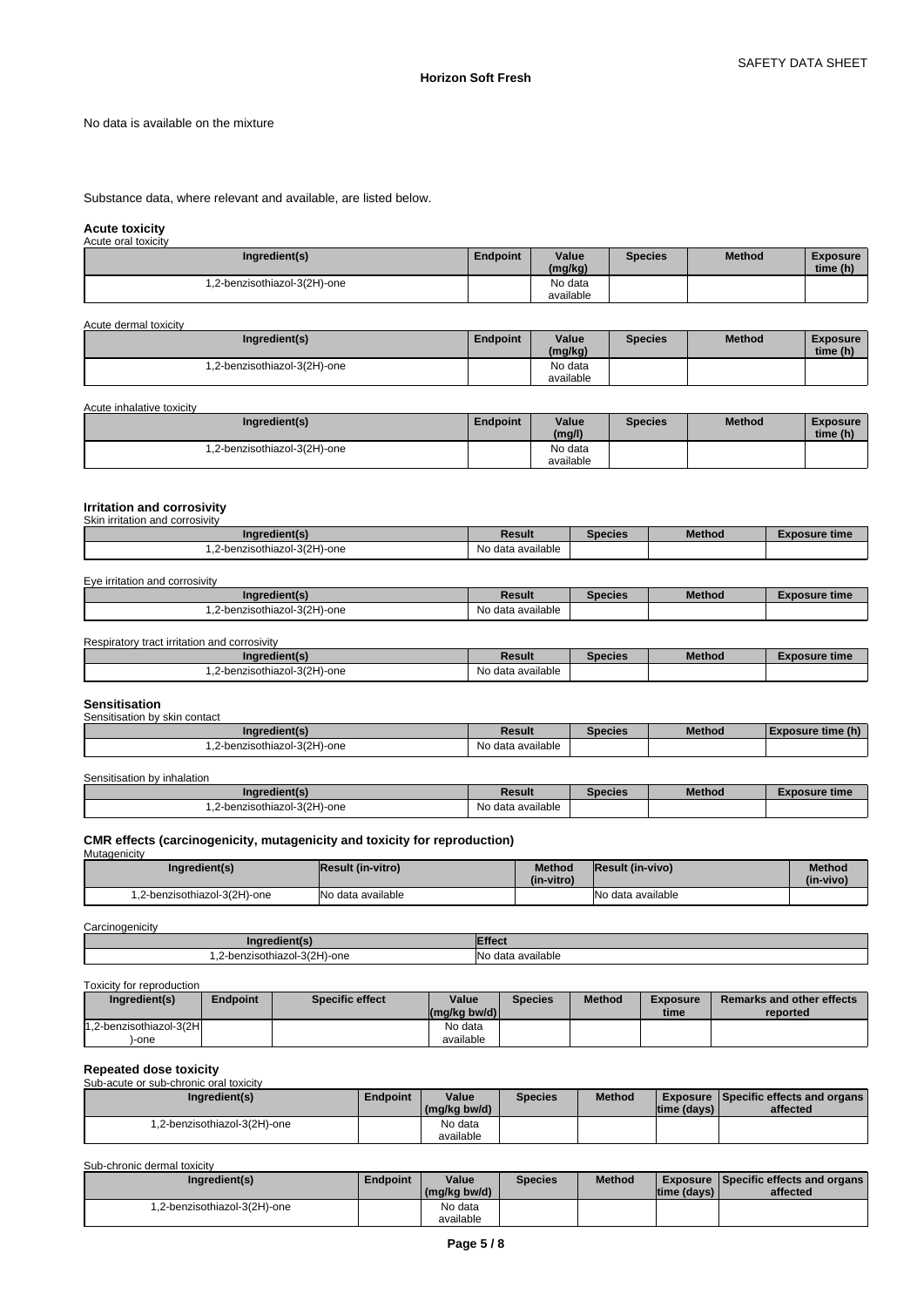No data is available on the mixture

Substance data, where relevant and available, are listed below.

### Acute toxicity

Acute oral toxicity

| Ingredient(s) | Endpoint | Value (mg/kg) | Species | Method | Exposure time (h) |
|---|---|---|---|---|---|
| 1,2-benzisothiazol-3(2H)-one | | No data available | | | |

Acute dermal toxicity

| Ingredient(s) | Endpoint | Value (mg/kg) | Species | Method | Exposure time (h) |
|---|---|---|---|---|---|
| 1,2-benzisothiazol-3(2H)-one | | No data available | | | |

Acute inhalative toxicity

| Ingredient(s) | Endpoint | Value (mg/l) | Species | Method | Exposure time (h) |
|---|---|---|---|---|---|
| 1,2-benzisothiazol-3(2H)-one | | No data available | | | |

### Irritation and corrosivity

Skin irritation and corrosivity

| Ingredient(s) | Result | Species | Method | Exposure time |
|---|---|---|---|---|
| 1,2-benzisothiazol-3(2H)-one | No data available | | | |

Eye irritation and corrosivity

| Ingredient(s) | Result | Species | Method | Exposure time |
|---|---|---|---|---|
| 1,2-benzisothiazol-3(2H)-one | No data available | | | |

Respiratory tract irritation and corrosivity

| Ingredient(s) | Result | Species | Method | Exposure time |
|---|---|---|---|---|
| 1,2-benzisothiazol-3(2H)-one | No data available | | | |

### Sensitisation

Sensitisation by skin contact

| Ingredient(s) | Result | Species | Method | Exposure time (h) |
|---|---|---|---|---|
| 1,2-benzisothiazol-3(2H)-one | No data available | | | |

Sensitisation by inhalation

| Ingredient(s) | Result | Species | Method | Exposure time |
|---|---|---|---|---|
| 1,2-benzisothiazol-3(2H)-one | No data available | | | |

### CMR effects (carcinogenicity, mutagenicity and toxicity for reproduction)

Mutagenicity

| Ingredient(s) | Result (in-vitro) | Method (in-vitro) | Result (in-vivo) | Method (in-vivo) |
|---|---|---|---|---|
| 1,2-benzisothiazol-3(2H)-one | No data available | | No data available | |

Carcinogenicity

| Ingredient(s) | Effect |
|---|---|
| 1,2-benzisothiazol-3(2H)-one | No data available |

Toxicity for reproduction

| Ingredient(s) | Endpoint | Specific effect | Value (mg/kg bw/d) | Species | Method | Exposure time | Remarks and other effects reported |
|---|---|---|---|---|---|---|---|
| 1,2-benzisothiazol-3(2H)-one | | | No data available | | | | |

### Repeated dose toxicity

Sub-acute or sub-chronic oral toxicity

| Ingredient(s) | Endpoint | Value (mg/kg bw/d) | Species | Method | Exposure time (days) | Specific effects and organs affected |
|---|---|---|---|---|---|---|
| 1,2-benzisothiazol-3(2H)-one | | No data available | | | | |

Sub-chronic dermal toxicity

| Ingredient(s) | Endpoint | Value (mg/kg bw/d) | Species | Method | Exposure time (days) | Specific effects and organs affected |
|---|---|---|---|---|---|---|
| 1,2-benzisothiazol-3(2H)-one | | No data available | | | | |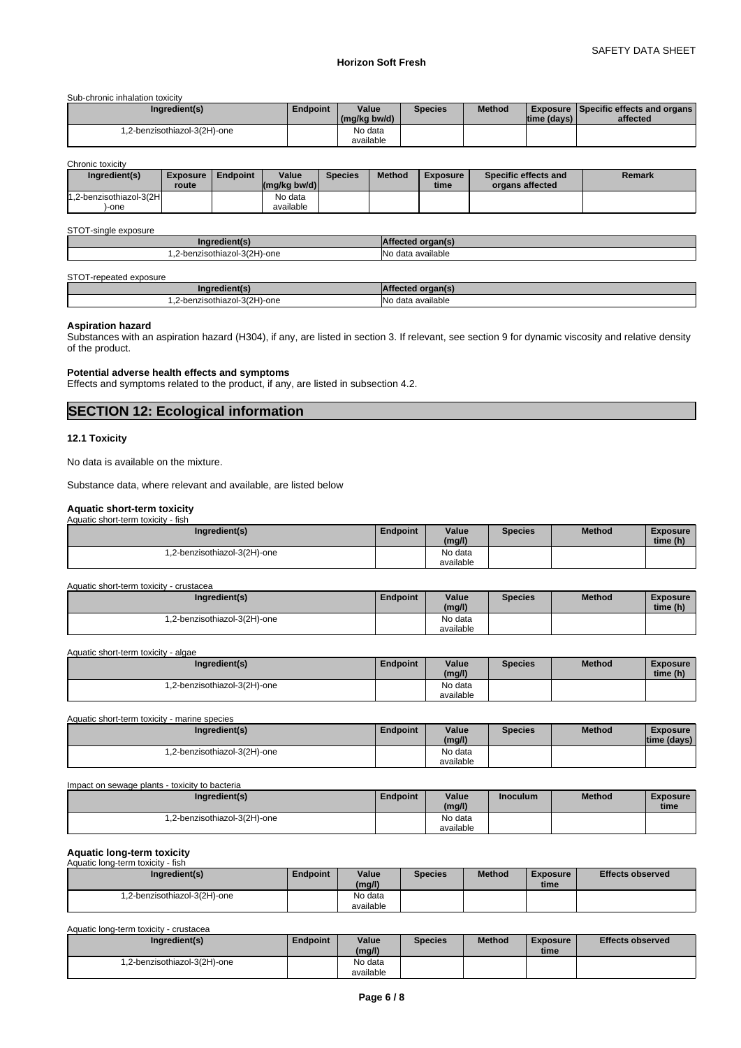Sub-chronic inhalation toxicity

| Ingredient(s) | Endpoint | Value (mg/kg bw/d) | Species | Method | Exposure time (days) | Specific effects and organs affected |
|---|---|---|---|---|---|---|
| 1,2-benzisothiazol-3(2H)-one | | No data available | | | | |

Chronic toxicity

| Ingredient(s) | Exposure route | Endpoint | Value (mg/kg bw/d) | Species | Method | Exposure time | Specific effects and organs affected | Remark |
|---|---|---|---|---|---|---|---|---|
| 1,2-benzisothiazol-3(2H)-one | | | No data available | | | | | |

STOT-single exposure

| Ingredient(s) | Affected organ(s) |
|---|---|
| 1,2-benzisothiazol-3(2H)-one | No data available |

STOT-repeated exposure

| Ingredient(s) | Affected organ(s) |
|---|---|
| 1,2-benzisothiazol-3(2H)-one | No data available |

**Aspiration hazard**

Substances with an aspiration hazard (H304), if any, are listed in section 3. If relevant, see section 9 for dynamic viscosity and relative density of the product.

**Potential adverse health effects and symptoms**

Effects and symptoms related to the product, if any, are listed in subsection 4.2.

## SECTION 12: Ecological information

### 12.1 Toxicity

No data is available on the mixture.

Substance data, where relevant and available, are listed below

**Aquatic short-term toxicity**

Aquatic short-term toxicity - fish

| Ingredient(s) | Endpoint | Value (mg/l) | Species | Method | Exposure time (h) |
|---|---|---|---|---|---|
| 1,2-benzisothiazol-3(2H)-one | | No data available | | | |

Aquatic short-term toxicity - crustacea

| Ingredient(s) | Endpoint | Value (mg/l) | Species | Method | Exposure time (h) |
|---|---|---|---|---|---|
| 1,2-benzisothiazol-3(2H)-one | | No data available | | | |

Aquatic short-term toxicity - algae

| Ingredient(s) | Endpoint | Value (mg/l) | Species | Method | Exposure time (h) |
|---|---|---|---|---|---|
| 1,2-benzisothiazol-3(2H)-one | | No data available | | | |

Aquatic short-term toxicity - marine species

| Ingredient(s) | Endpoint | Value (mg/l) | Species | Method | Exposure time (days) |
|---|---|---|---|---|---|
| 1,2-benzisothiazol-3(2H)-one | | No data available | | | |

Impact on sewage plants - toxicity to bacteria

| Ingredient(s) | Endpoint | Value (mg/l) | Inoculum | Method | Exposure time |
|---|---|---|---|---|---|
| 1,2-benzisothiazol-3(2H)-one | | No data available | | | |

**Aquatic long-term toxicity**

Aquatic long-term toxicity - fish

| Ingredient(s) | Endpoint | Value (mg/l) | Species | Method | Exposure time | Effects observed |
|---|---|---|---|---|---|---|
| 1,2-benzisothiazol-3(2H)-one | | No data available | | | | |

Aquatic long-term toxicity - crustacea

| Ingredient(s) | Endpoint | Value (mg/l) | Species | Method | Exposure time | Effects observed |
|---|---|---|---|---|---|---|
| 1,2-benzisothiazol-3(2H)-one | | No data available | | | | |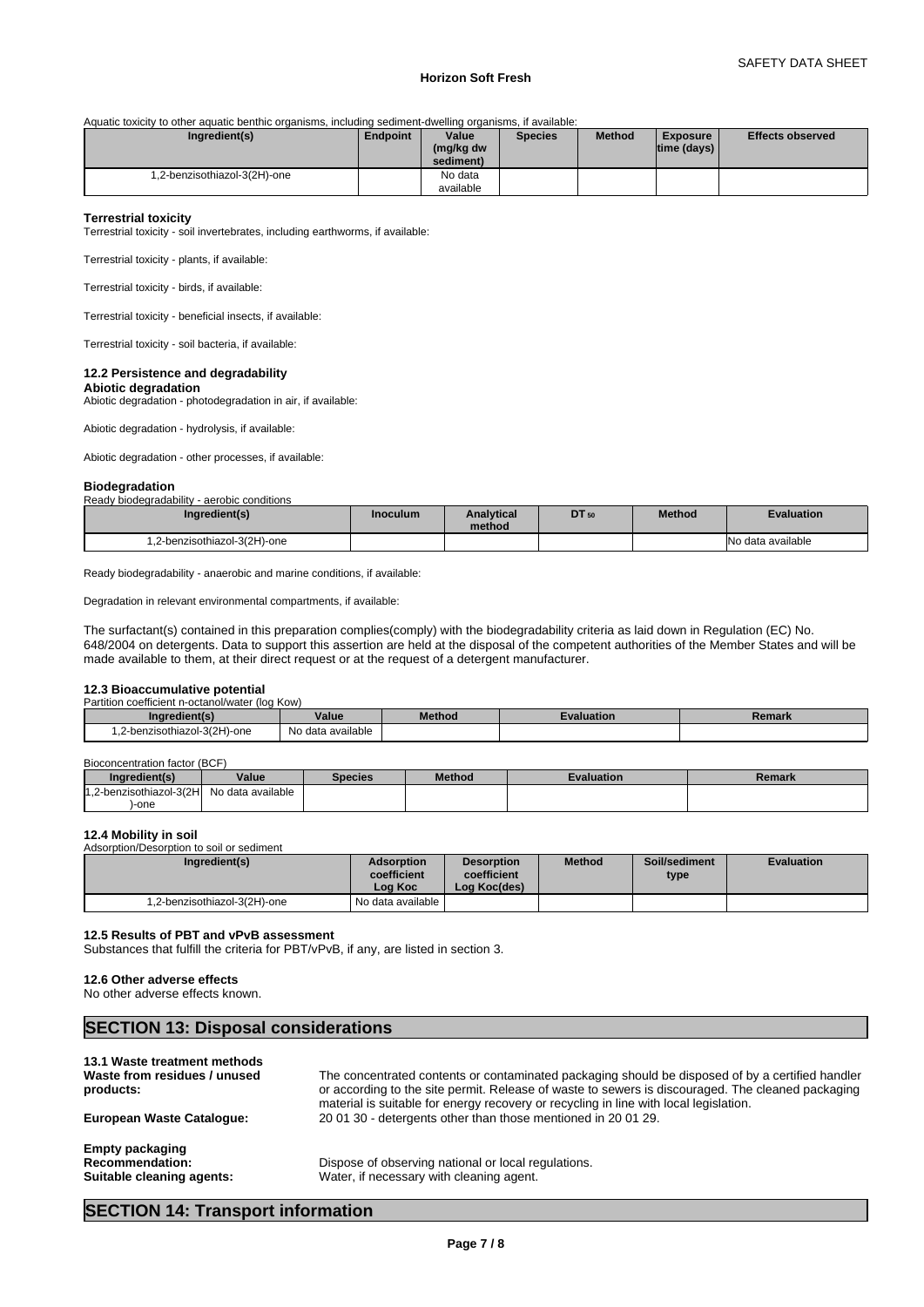Aquatic toxicity to other aquatic benthic organisms, including sediment-dwelling organisms, if available:

| Ingredient(s) | Endpoint | Value (mg/kg dw sediment) | Species | Method | Exposure time (days) | Effects observed |
|---|---|---|---|---|---|---|
| 1,2-benzisothiazol-3(2H)-one | | No data available | | | | |

**Terrestrial toxicity**

Terrestrial toxicity - soil invertebrates, including earthworms, if available:

Terrestrial toxicity - plants, if available:

Terrestrial toxicity - birds, if available:

Terrestrial toxicity - beneficial insects, if available:

Terrestrial toxicity - soil bacteria, if available:

### 12.2 Persistence and degradability

**Abiotic degradation**

Abiotic degradation - photodegradation in air, if available:

Abiotic degradation - hydrolysis, if available:

Abiotic degradation - other processes, if available:

**Biodegradation**

Ready biodegradability - aerobic conditions

| Ingredient(s) | Inoculum | Analytical method | $DT_{50}$ | Method | Evaluation |
|---|---|---|---|---|---|
| 1,2-benzisothiazol-3(2H)-one | | | | | No data available |

Ready biodegradability - anaerobic and marine conditions, if available:

Degradation in relevant environmental compartments, if available:

The surfactant(s) contained in this preparation complies(comply) with the biodegradability criteria as laid down in Regulation (EC) No. 648/2004 on detergents. Data to support this assertion are held at the disposal of the competent authorities of the Member States and will be made available to them, at their direct request or at the request of a detergent manufacturer.

### 12.3 Bioaccumulative potential

Partition coefficient n-octanol/water (log Kow)

| Ingredient(s) | Value | Method | Evaluation | Remark |
|---|---|---|---|---|
| 1,2-benzisothiazol-3(2H)-one | No data available | | | |

Bioconcentration factor (BCF)

| Ingredient(s) | Value | Species | Method | Evaluation | Remark |
|---|---|---|---|---|---|
| 1,2-benzisothiazol-3(2H)-one | No data available | | | | |

### 12.4 Mobility in soil

Adsorption/Desorption to soil or sediment

| Ingredient(s) | Adsorption coefficient Log Koc | Desorption coefficient Log Koc(des) | Method | Soil/sediment type | Evaluation |
|---|---|---|---|---|---|
| 1,2-benzisothiazol-3(2H)-one | No data available | | | | |

### 12.5 Results of PBT and vPvB assessment

Substances that fulfill the criteria for PBT/vPvB, if any, are listed in section 3.

### 12.6 Other adverse effects

No other adverse effects known.

## SECTION 13: Disposal considerations

### 13.1 Waste treatment methods

**Waste from residues / unused products:** The concentrated contents or contaminated packaging should be disposed of by a certified handler or according to the site permit. Release of waste to sewers is discouraged. The cleaned packaging material is suitable for energy recovery or recycling in line with local legislation.

**European Waste Catalogue:** 20 01 30 - detergents other than those mentioned in 20 01 29.

**Empty packaging**

**Recommendation:** Dispose of observing national or local regulations.

**Suitable cleaning agents:** Water, if necessary with cleaning agent.

## SECTION 14: Transport information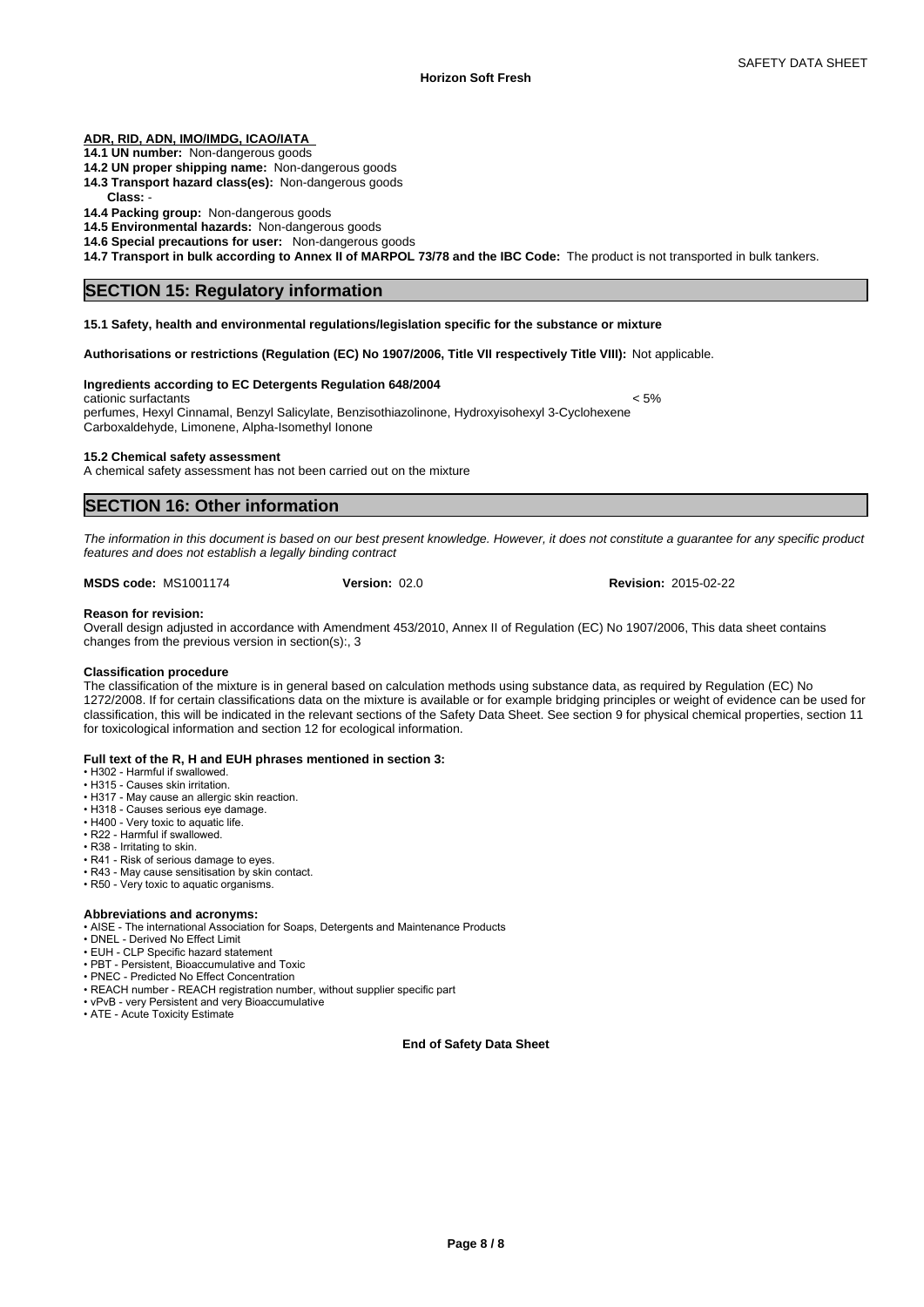**ADR, RID, ADN, IMO/IMDG, ICAO/IATA**

**14.1 UN number:** Non-dangerous goods
**14.2 UN proper shipping name:** Non-dangerous goods
**14.3 Transport hazard class(es):** Non-dangerous goods
**Class:** -
**14.4 Packing group:** Non-dangerous goods
**14.5 Environmental hazards:** Non-dangerous goods
**14.6 Special precautions for user:** Non-dangerous goods
**14.7 Transport in bulk according to Annex II of MARPOL 73/78 and the IBC Code:** The product is not transported in bulk tankers.

## SECTION 15: Regulatory information

**15.1 Safety, health and environmental regulations/legislation specific for the substance or mixture**

**Authorisations or restrictions (Regulation (EC) No 1907/2006, Title VII respectively Title VIII):** Not applicable.

**Ingredients according to EC Detergents Regulation 648/2004**

cationic surfactants < 5%
perfumes, Hexyl Cinnamal, Benzyl Salicylate, Benzisothiazolinone, Hydroxyisohexyl 3-Cyclohexene Carboxaldehyde, Limonene, Alpha-Isomethyl Ionone

**15.2 Chemical safety assessment**

A chemical safety assessment has not been carried out on the mixture

## SECTION 16: Other information

*The information in this document is based on our best present knowledge. However, it does not constitute a guarantee for any specific product features and does not establish a legally binding contract*

**MSDS code:** MS1001174 **Version:** 02.0 **Revision:** 2015-02-22

**Reason for revision:**

Overall design adjusted in accordance with Amendment 453/2010, Annex II of Regulation (EC) No 1907/2006, This data sheet contains changes from the previous version in section(s):, 3

**Classification procedure**

The classification of the mixture is in general based on calculation methods using substance data, as required by Regulation (EC) No 1272/2008. If for certain classifications data on the mixture is available or for example bridging principles or weight of evidence can be used for classification, this will be indicated in the relevant sections of the Safety Data Sheet. See section 9 for physical chemical properties, section 11 for toxicological information and section 12 for ecological information.

**Full text of the R, H and EUH phrases mentioned in section 3:**

- H302 - Harmful if swallowed.
- H315 - Causes skin irritation.
- H317 - May cause an allergic skin reaction.
- H318 - Causes serious eye damage.
- H400 - Very toxic to aquatic life.
- R22 - Harmful if swallowed.
- R38 - Irritating to skin.
- R41 - Risk of serious damage to eyes.
- R43 - May cause sensitisation by skin contact.
- R50 - Very toxic to aquatic organisms.

**Abbreviations and acronyms:**

- AISE - The international Association for Soaps, Detergents and Maintenance Products
- DNEL - Derived No Effect Limit
- EUH - CLP Specific hazard statement
- PBT - Persistent, Bioaccumulative and Toxic
- PNEC - Predicted No Effect Concentration
- REACH number - REACH registration number, without supplier specific part
- vPvB - very Persistent and very Bioaccumulative
- ATE - Acute Toxicity Estimate

**End of Safety Data Sheet**